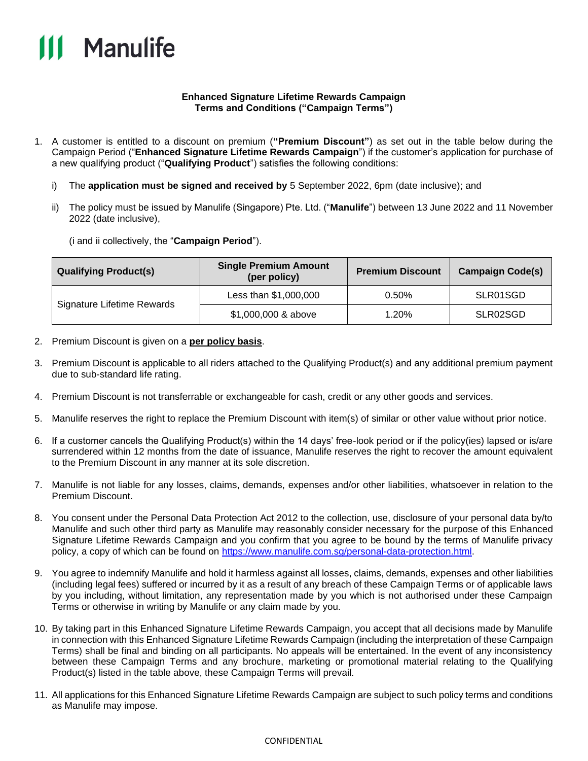Manulife

**Enhanced Signature Lifetime Rewards Campaign**
**Terms and Conditions ("Campaign Terms")**

1. A customer is entitled to a discount on premium (**"Premium Discount"**) as set out in the table below during the Campaign Period ("**Enhanced Signature Lifetime Rewards Campaign**") if the customer's application for purchase of a new qualifying product ("**Qualifying Product**") satisfies the following conditions:

   i) The **application must be signed and received by** 5 September 2022, 6pm (date inclusive); and

   ii) The policy must be issued by Manulife (Singapore) Pte. Ltd. ("**Manulife**") between 13 June 2022 and 11 November 2022 (date inclusive),

   (i and ii collectively, the "**Campaign Period**").

| **Qualifying Product(s)** | **Single Premium Amount (per policy)** | **Premium Discount** | **Campaign Code(s)** |
|---|---|---|---|
| Signature Lifetime Rewards | Less than $1,000,000 | 0.50% | SLR01SGD |
| | $1,000,000 & above | 1.20% | SLR02SGD |

2. Premium Discount is given on a **per policy basis**.

3. Premium Discount is applicable to all riders attached to the Qualifying Product(s) and any additional premium payment due to sub-standard life rating.

4. Premium Discount is not transferrable or exchangeable for cash, credit or any other goods and services.

5. Manulife reserves the right to replace the Premium Discount with item(s) of similar or other value without prior notice.

6. If a customer cancels the Qualifying Product(s) within the 14 days' free-look period or if the policy(ies) lapsed or is/are surrendered within 12 months from the date of issuance, Manulife reserves the right to recover the amount equivalent to the Premium Discount in any manner at its sole discretion.

7. Manulife is not liable for any losses, claims, demands, expenses and/or other liabilities, whatsoever in relation to the Premium Discount.

8. You consent under the Personal Data Protection Act 2012 to the collection, use, disclosure of your personal data by/to Manulife and such other third party as Manulife may reasonably consider necessary for the purpose of this Enhanced Signature Lifetime Rewards Campaign and you confirm that you agree to be bound by the terms of Manulife privacy policy, a copy of which can be found on https://www.manulife.com.sg/personal-data-protection.html.

9. You agree to indemnify Manulife and hold it harmless against all losses, claims, demands, expenses and other liabilities (including legal fees) suffered or incurred by it as a result of any breach of these Campaign Terms or of applicable laws by you including, without limitation, any representation made by you which is not authorised under these Campaign Terms or otherwise in writing by Manulife or any claim made by you.

10. By taking part in this Enhanced Signature Lifetime Rewards Campaign, you accept that all decisions made by Manulife in connection with this Enhanced Signature Lifetime Rewards Campaign (including the interpretation of these Campaign Terms) shall be final and binding on all participants. No appeals will be entertained. In the event of any inconsistency between these Campaign Terms and any brochure, marketing or promotional material relating to the Qualifying Product(s) listed in the table above, these Campaign Terms will prevail.

11. All applications for this Enhanced Signature Lifetime Rewards Campaign are subject to such policy terms and conditions as Manulife may impose.

CONFIDENTIAL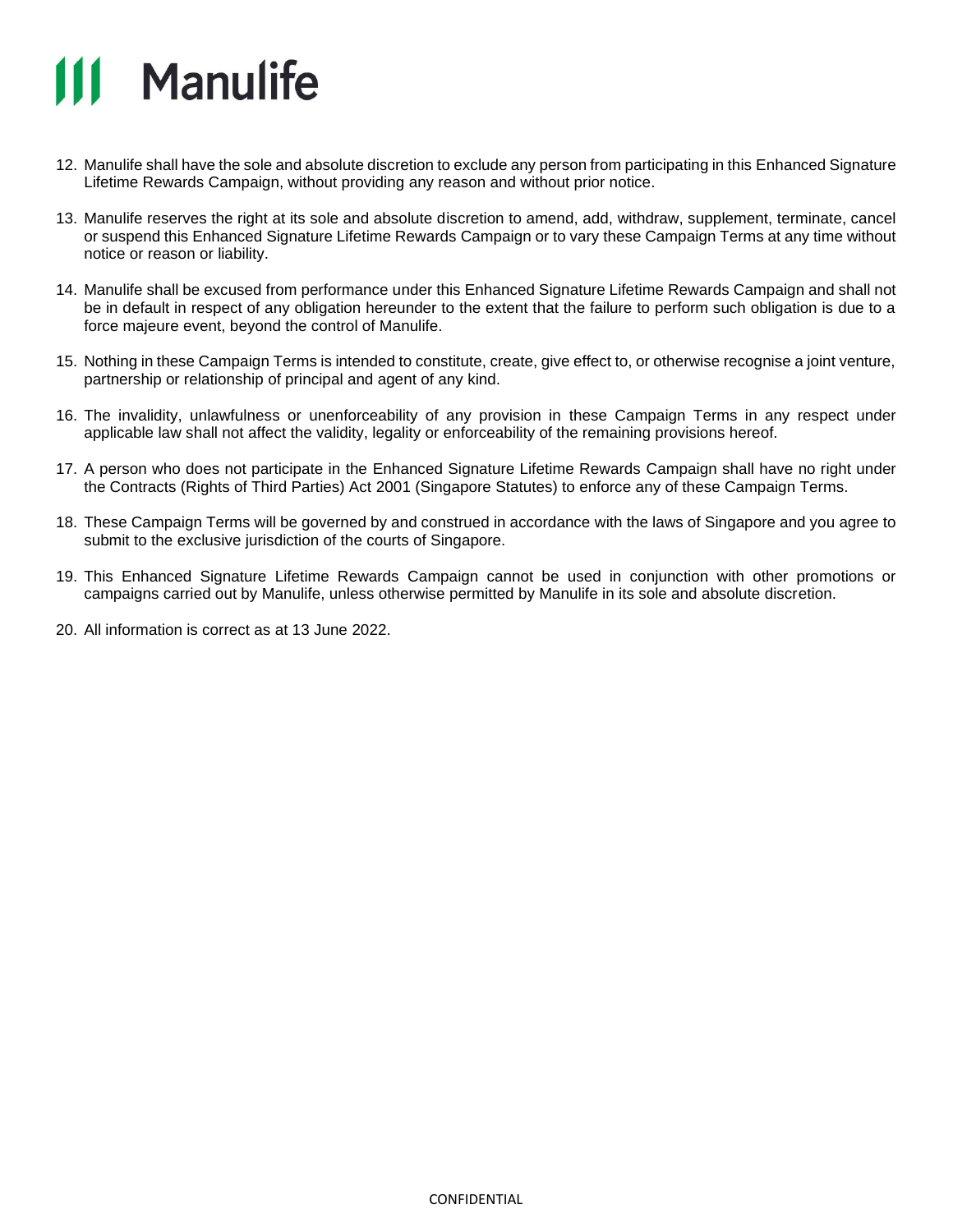12. Manulife shall have the sole and absolute discretion to exclude any person from participating in this Enhanced Signature Lifetime Rewards Campaign, without providing any reason and without prior notice.

13. Manulife reserves the right at its sole and absolute discretion to amend, add, withdraw, supplement, terminate, cancel or suspend this Enhanced Signature Lifetime Rewards Campaign or to vary these Campaign Terms at any time without notice or reason or liability.

14. Manulife shall be excused from performance under this Enhanced Signature Lifetime Rewards Campaign and shall not be in default in respect of any obligation hereunder to the extent that the failure to perform such obligation is due to a force majeure event, beyond the control of Manulife.

15. Nothing in these Campaign Terms is intended to constitute, create, give effect to, or otherwise recognise a joint venture, partnership or relationship of principal and agent of any kind.

16. The invalidity, unlawfulness or unenforceability of any provision in these Campaign Terms in any respect under applicable law shall not affect the validity, legality or enforceability of the remaining provisions hereof.

17. A person who does not participate in the Enhanced Signature Lifetime Rewards Campaign shall have no right under the Contracts (Rights of Third Parties) Act 2001 (Singapore Statutes) to enforce any of these Campaign Terms.

18. These Campaign Terms will be governed by and construed in accordance with the laws of Singapore and you agree to submit to the exclusive jurisdiction of the courts of Singapore.

19. This Enhanced Signature Lifetime Rewards Campaign cannot be used in conjunction with other promotions or campaigns carried out by Manulife, unless otherwise permitted by Manulife in its sole and absolute discretion.

20. All information is correct as at 13 June 2022.